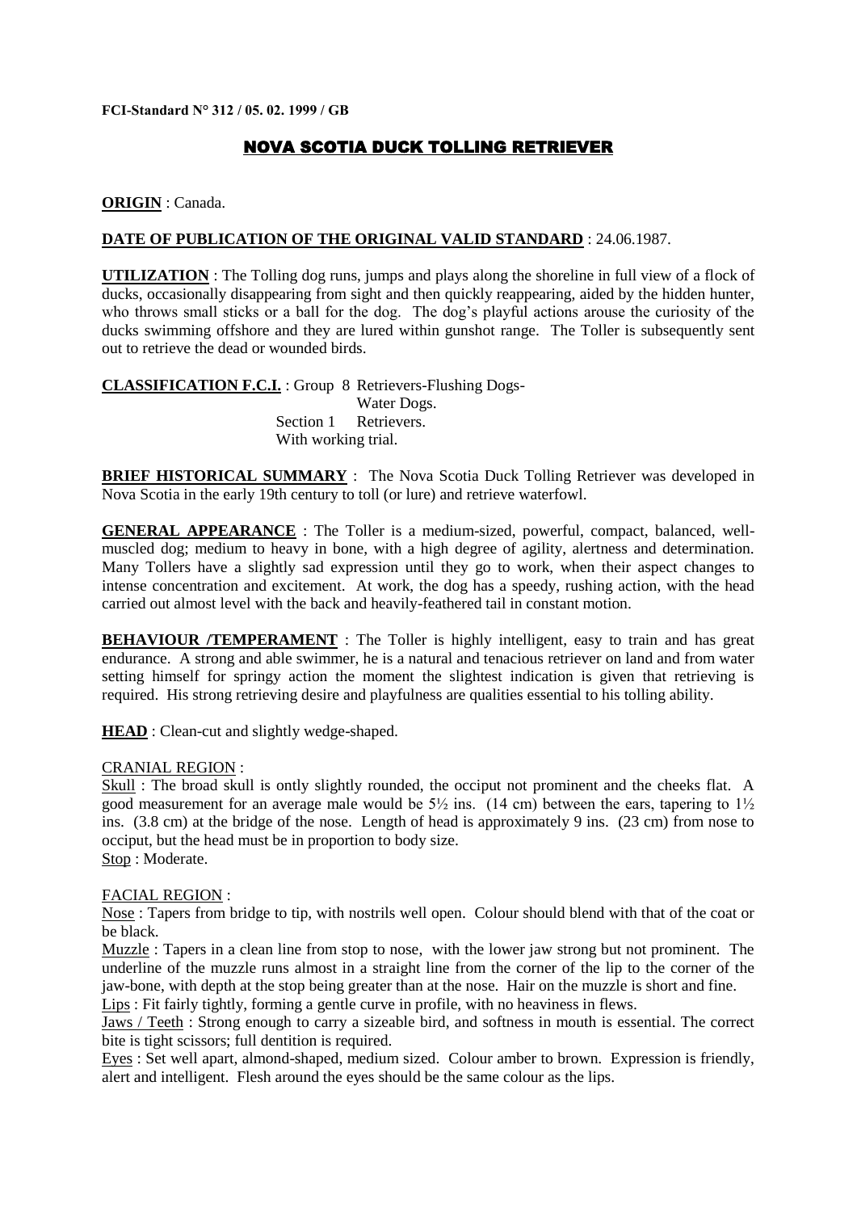**FCI-Standard N° 312 / 05. 02. 1999 / GB**

# NOVA SCOTIA DUCK TOLLING RETRIEVER

**ORIGIN** : Canada.

**DATE OF PUBLICATION OF THE ORIGINAL VALID STANDARD** : 24.06.1987.

**UTILIZATION** : The Tolling dog runs, jumps and plays along the shoreline in full view of a flock of ducks, occasionally disappearing from sight and then quickly reappearing, aided by the hidden hunter, who throws small sticks or a ball for the dog. The dog's playful actions arouse the curiosity of the ducks swimming offshore and they are lured within gunshot range. The Toller is subsequently sent out to retrieve the dead or wounded birds.

**CLASSIFICATION F.C.I.** : Group 8 Retrievers-Flushing Dogs-Water Dogs.
Section 1 Retrievers.
With working trial.

**BRIEF HISTORICAL SUMMARY** : The Nova Scotia Duck Tolling Retriever was developed in Nova Scotia in the early 19th century to toll (or lure) and retrieve waterfowl.

**GENERAL APPEARANCE** : The Toller is a medium-sized, powerful, compact, balanced, well-muscled dog; medium to heavy in bone, with a high degree of agility, alertness and determination. Many Tollers have a slightly sad expression until they go to work, when their aspect changes to intense concentration and excitement. At work, the dog has a speedy, rushing action, with the head carried out almost level with the back and heavily-feathered tail in constant motion.

**BEHAVIOUR /TEMPERAMENT** : The Toller is highly intelligent, easy to train and has great endurance. A strong and able swimmer, he is a natural and tenacious retriever on land and from water setting himself for springy action the moment the slightest indication is given that retrieving is required. His strong retrieving desire and playfulness are qualities essential to his tolling ability.

**HEAD** : Clean-cut and slightly wedge-shaped.

CRANIAL REGION :

Skull : The broad skull is ontly slightly rounded, the occiput not prominent and the cheeks flat. A good measurement for an average male would be 5½ ins. (14 cm) between the ears, tapering to 1½ ins. (3.8 cm) at the bridge of the nose. Length of head is approximately 9 ins. (23 cm) from nose to occiput, but the head must be in proportion to body size.

Stop : Moderate.

FACIAL REGION :

Nose : Tapers from bridge to tip, with nostrils well open. Colour should blend with that of the coat or be black.

Muzzle : Tapers in a clean line from stop to nose, with the lower jaw strong but not prominent. The underline of the muzzle runs almost in a straight line from the corner of the lip to the corner of the jaw-bone, with depth at the stop being greater than at the nose. Hair on the muzzle is short and fine.

Lips : Fit fairly tightly, forming a gentle curve in profile, with no heaviness in flews.

Jaws / Teeth : Strong enough to carry a sizeable bird, and softness in mouth is essential. The correct bite is tight scissors; full dentition is required.

Eyes : Set well apart, almond-shaped, medium sized. Colour amber to brown. Expression is friendly, alert and intelligent. Flesh around the eyes should be the same colour as the lips.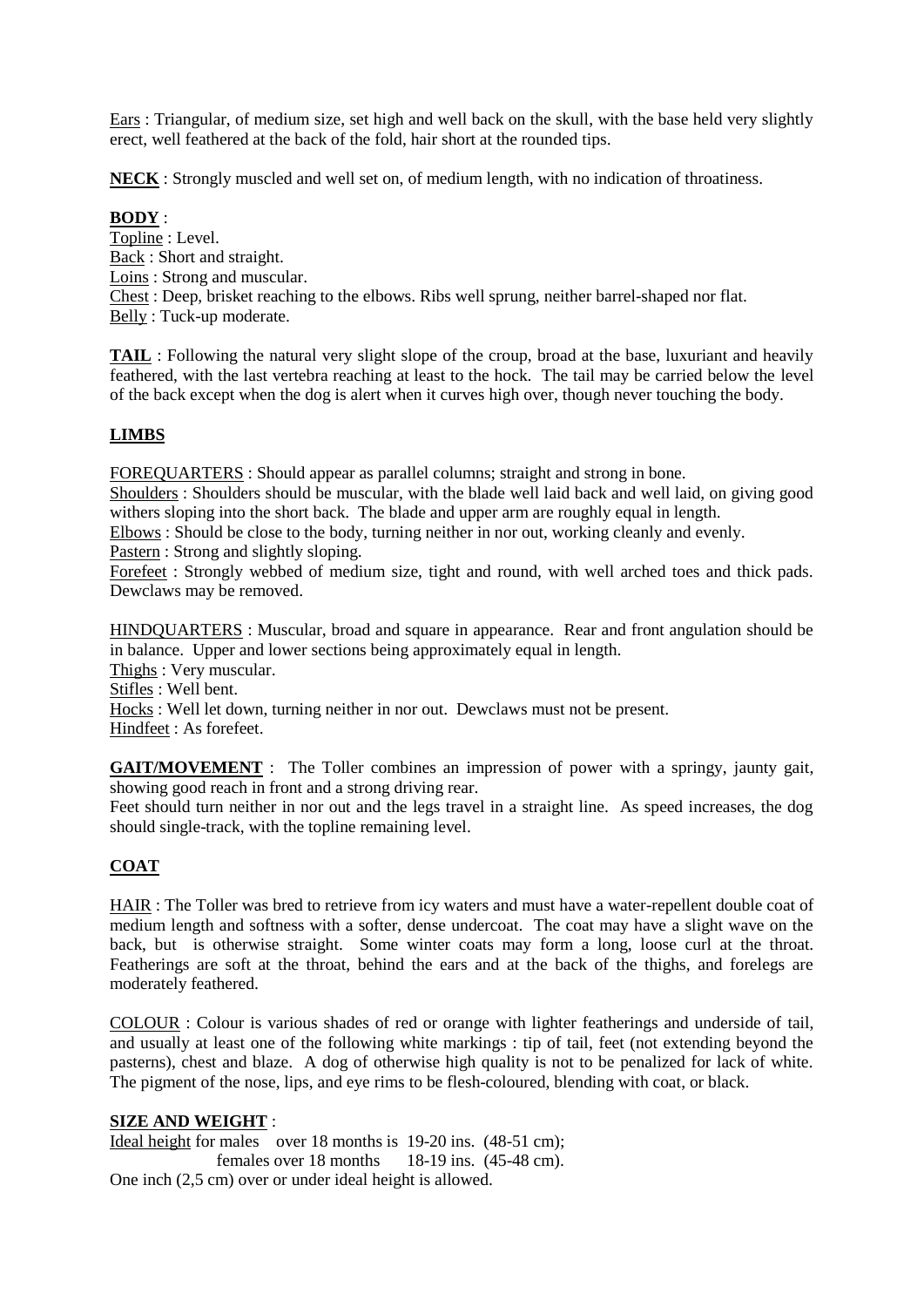Ears : Triangular, of medium size, set high and well back on the skull, with the base held very slightly erect, well feathered at the back of the fold, hair short at the rounded tips.

**NECK** : Strongly muscled and well set on, of medium length, with no indication of throatiness.

**BODY** :

Topline : Level.
Back : Short and straight.
Loins : Strong and muscular.
Chest : Deep, brisket reaching to the elbows. Ribs well sprung, neither barrel-shaped nor flat.
Belly : Tuck-up moderate.

**TAIL** : Following the natural very slight slope of the croup, broad at the base, luxuriant and heavily feathered, with the last vertebra reaching at least to the hock. The tail may be carried below the level of the back except when the dog is alert when it curves high over, though never touching the body.

**LIMBS**

FOREQUARTERS : Should appear as parallel columns; straight and strong in bone.
Shoulders : Shoulders should be muscular, with the blade well laid back and well laid, on giving good withers sloping into the short back. The blade and upper arm are roughly equal in length.
Elbows : Should be close to the body, turning neither in nor out, working cleanly and evenly.
Pastern : Strong and slightly sloping.
Forefeet : Strongly webbed of medium size, tight and round, with well arched toes and thick pads. Dewclaws may be removed.

HINDQUARTERS : Muscular, broad and square in appearance. Rear and front angulation should be in balance. Upper and lower sections being approximately equal in length.
Thighs : Very muscular.
Stifles : Well bent.
Hocks : Well let down, turning neither in nor out. Dewclaws must not be present.
Hindfeet : As forefeet.

**GAIT/MOVEMENT** : The Toller combines an impression of power with a springy, jaunty gait, showing good reach in front and a strong driving rear.
Feet should turn neither in nor out and the legs travel in a straight line. As speed increases, the dog should single-track, with the topline remaining level.

**COAT**

HAIR : The Toller was bred to retrieve from icy waters and must have a water-repellent double coat of medium length and softness with a softer, dense undercoat. The coat may have a slight wave on the back, but is otherwise straight. Some winter coats may form a long, loose curl at the throat. Featherings are soft at the throat, behind the ears and at the back of the thighs, and forelegs are moderately feathered.

COLOUR : Colour is various shades of red or orange with lighter featherings and underside of tail, and usually at least one of the following white markings : tip of tail, feet (not extending beyond the pasterns), chest and blaze. A dog of otherwise high quality is not to be penalized for lack of white. The pigment of the nose, lips, and eye rims to be flesh-coloured, blending with coat, or black.

**SIZE AND WEIGHT** :

Ideal height for males over 18 months is 19-20 ins. (48-51 cm);
females over 18 months 18-19 ins. (45-48 cm).
One inch (2,5 cm) over or under ideal height is allowed.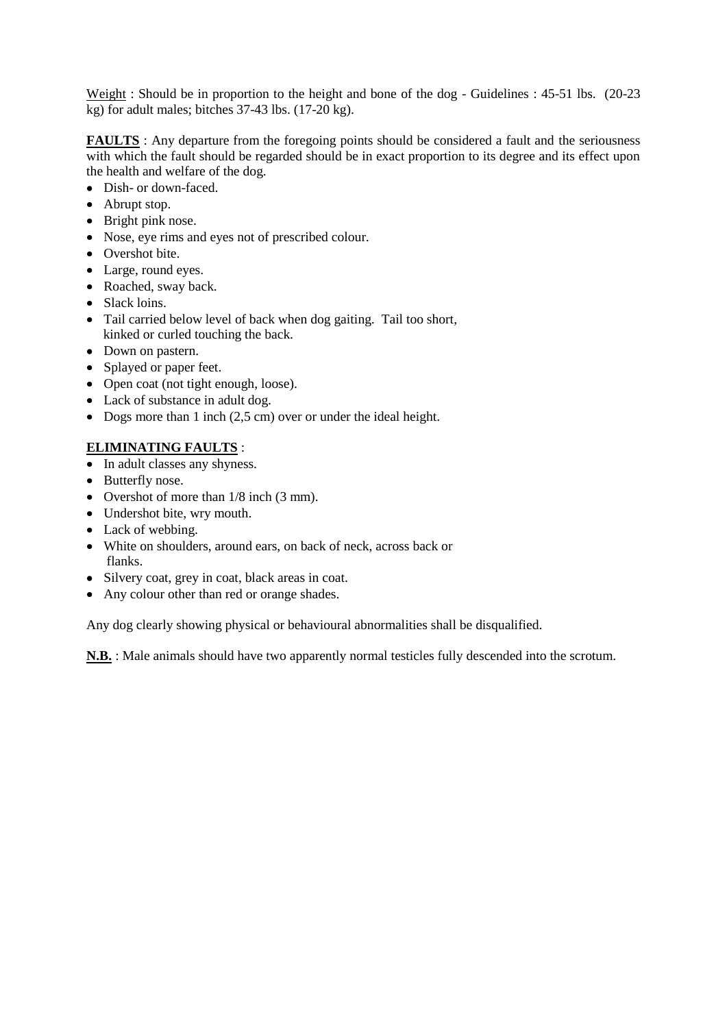Weight : Should be in proportion to the height and bone of the dog - Guidelines : 45-51 lbs. (20-23 kg) for adult males; bitches 37-43 lbs. (17-20 kg).

**FAULTS** : Any departure from the foregoing points should be considered a fault and the seriousness with which the fault should be regarded should be in exact proportion to its degree and its effect upon the health and welfare of the dog.

- Dish- or down-faced.
- Abrupt stop.
- Bright pink nose.
- Nose, eye rims and eyes not of prescribed colour.
- Overshot bite.
- Large, round eyes.
- Roached, sway back.
- Slack loins.
- Tail carried below level of back when dog gaiting. Tail too short, kinked or curled touching the back.
- Down on pastern.
- Splayed or paper feet.
- Open coat (not tight enough, loose).
- Lack of substance in adult dog.
- Dogs more than 1 inch (2,5 cm) over or under the ideal height.

**ELIMINATING FAULTS** :

- In adult classes any shyness.
- Butterfly nose.
- Overshot of more than 1/8 inch (3 mm).
- Undershot bite, wry mouth.
- Lack of webbing.
- White on shoulders, around ears, on back of neck, across back or flanks.
- Silvery coat, grey in coat, black areas in coat.
- Any colour other than red or orange shades.

Any dog clearly showing physical or behavioural abnormalities shall be disqualified.

**N.B.** : Male animals should have two apparently normal testicles fully descended into the scrotum.